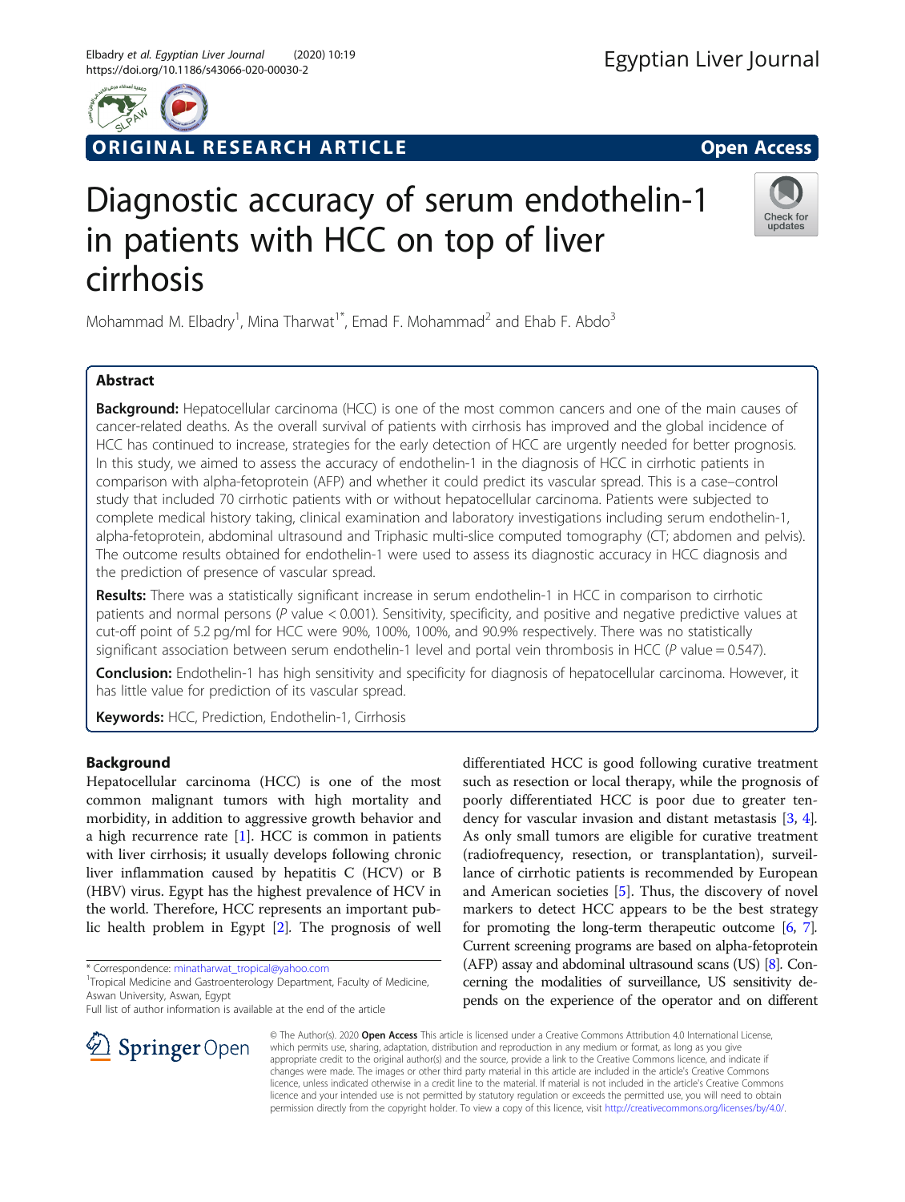ORIGINAL RESEARCH ARTICLE

Open Access

# Diagnostic accuracy of serum endothelin-1 in patients with HCC on top of liver cirrhosis

Mohammad M. Elbadry[1], Mina Tharwat[1*], Emad F. Mohammad[2] and Ehab F. Abdo[3]

## Abstract

**Background:** Hepatocellular carcinoma (HCC) is one of the most common cancers and one of the main causes of cancer-related deaths. As the overall survival of patients with cirrhosis has improved and the global incidence of HCC has continued to increase, strategies for the early detection of HCC are urgently needed for better prognosis. In this study, we aimed to assess the accuracy of endothelin-1 in the diagnosis of HCC in cirrhotic patients in comparison with alpha-fetoprotein (AFP) and whether it could predict its vascular spread. This is a case–control study that included 70 cirrhotic patients with or without hepatocellular carcinoma. Patients were subjected to complete medical history taking, clinical examination and laboratory investigations including serum endothelin-1, alpha-fetoprotein, abdominal ultrasound and Triphasic multi-slice computed tomography (CT; abdomen and pelvis). The outcome results obtained for endothelin-1 were used to assess its diagnostic accuracy in HCC diagnosis and the prediction of presence of vascular spread.

**Results:** There was a statistically significant increase in serum endothelin-1 in HCC in comparison to cirrhotic patients and normal persons ($P$ value < 0.001). Sensitivity, specificity, and positive and negative predictive values at cut-off point of 5.2 pg/ml for HCC were 90%, 100%, 100%, and 90.9% respectively. There was no statistically significant association between serum endothelin-1 level and portal vein thrombosis in HCC ($P$ value = 0.547).

**Conclusion:** Endothelin-1 has high sensitivity and specificity for diagnosis of hepatocellular carcinoma. However, it has little value for prediction of its vascular spread.

**Keywords:** HCC, Prediction, Endothelin-1, Cirrhosis

## Background

Hepatocellular carcinoma (HCC) is one of the most common malignant tumors with high mortality and morbidity, in addition to aggressive growth behavior and a high recurrence rate [1]. HCC is common in patients with liver cirrhosis; it usually develops following chronic liver inflammation caused by hepatitis C (HCV) or B (HBV) virus. Egypt has the highest prevalence of HCV in the world. Therefore, HCC represents an important public health problem in Egypt [2]. The prognosis of well differentiated HCC is good following curative treatment such as resection or local therapy, while the prognosis of poorly differentiated HCC is poor due to greater tendency for vascular invasion and distant metastasis [3, 4]. As only small tumors are eligible for curative treatment (radiofrequency, resection, or transplantation), surveillance of cirrhotic patients is recommended by European and American societies [5]. Thus, the discovery of novel markers to detect HCC appears to be the best strategy for promoting the long-term therapeutic outcome [6, 7]. Current screening programs are based on alpha-fetoprotein (AFP) assay and abdominal ultrasound scans (US) [8]. Concerning the modalities of surveillance, US sensitivity depends on the experience of the operator and on different

* Correspondence: minatharwat_tropical@yahoo.com
[1]Tropical Medicine and Gastroenterology Department, Faculty of Medicine, Aswan University, Aswan, Egypt
Full list of author information is available at the end of the article

© The Author(s). 2020 **Open Access** This article is licensed under a Creative Commons Attribution 4.0 International License, which permits use, sharing, adaptation, distribution and reproduction in any medium or format, as long as you give appropriate credit to the original author(s) and the source, provide a link to the Creative Commons licence, and indicate if changes were made. The images or other third party material in this article are included in the article's Creative Commons licence, unless indicated otherwise in a credit line to the material. If material is not included in the article's Creative Commons licence and your intended use is not permitted by statutory regulation or exceeds the permitted use, you will need to obtain permission directly from the copyright holder. To view a copy of this licence, visit http://creativecommons.org/licenses/by/4.0/.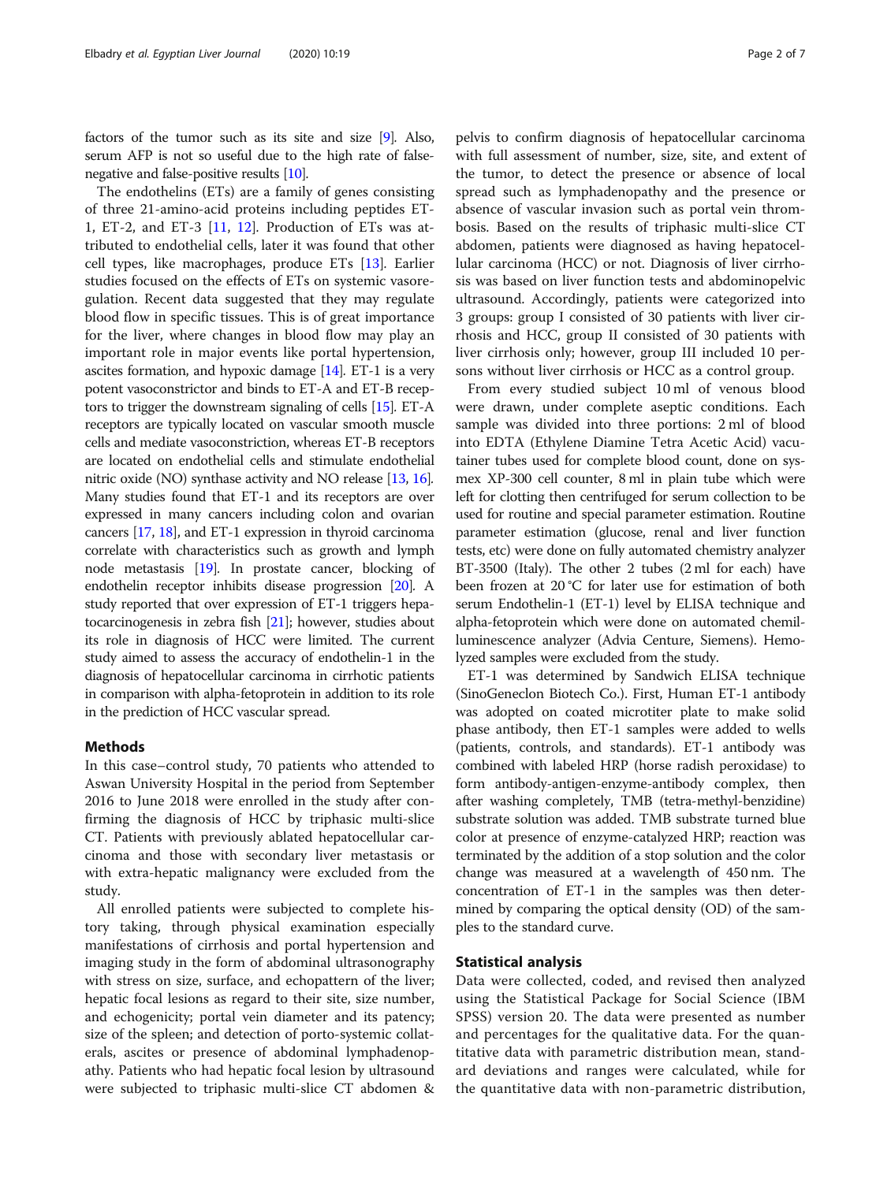factors of the tumor such as its site and size [9]. Also, serum AFP is not so useful due to the high rate of false-negative and false-positive results [10].

The endothelins (ETs) are a family of genes consisting of three 21-amino-acid proteins including peptides ET-1, ET-2, and ET-3 [11, 12]. Production of ETs was attributed to endothelial cells, later it was found that other cell types, like macrophages, produce ETs [13]. Earlier studies focused on the effects of ETs on systemic vasoregulation. Recent data suggested that they may regulate blood flow in specific tissues. This is of great importance for the liver, where changes in blood flow may play an important role in major events like portal hypertension, ascites formation, and hypoxic damage [14]. ET-1 is a very potent vasoconstrictor and binds to ET-A and ET-B receptors to trigger the downstream signaling of cells [15]. ET-A receptors are typically located on vascular smooth muscle cells and mediate vasoconstriction, whereas ET-B receptors are located on endothelial cells and stimulate endothelial nitric oxide (NO) synthase activity and NO release [13, 16]. Many studies found that ET-1 and its receptors are over expressed in many cancers including colon and ovarian cancers [17, 18], and ET-1 expression in thyroid carcinoma correlate with characteristics such as growth and lymph node metastasis [19]. In prostate cancer, blocking of endothelin receptor inhibits disease progression [20]. A study reported that over expression of ET-1 triggers hepatocarcinogenesis in zebra fish [21]; however, studies about its role in diagnosis of HCC were limited. The current study aimed to assess the accuracy of endothelin-1 in the diagnosis of hepatocellular carcinoma in cirrhotic patients in comparison with alpha-fetoprotein in addition to its role in the prediction of HCC vascular spread.

## Methods

In this case–control study, 70 patients who attended to Aswan University Hospital in the period from September 2016 to June 2018 were enrolled in the study after confirming the diagnosis of HCC by triphasic multi-slice CT. Patients with previously ablated hepatocellular carcinoma and those with secondary liver metastasis or with extra-hepatic malignancy were excluded from the study.

All enrolled patients were subjected to complete history taking, through physical examination especially manifestations of cirrhosis and portal hypertension and imaging study in the form of abdominal ultrasonography with stress on size, surface, and echopattern of the liver; hepatic focal lesions as regard to their site, size number, and echogenicity; portal vein diameter and its patency; size of the spleen; and detection of porto-systemic collaterals, ascites or presence of abdominal lymphadenopathy. Patients who had hepatic focal lesion by ultrasound were subjected to triphasic multi-slice CT abdomen & pelvis to confirm diagnosis of hepatocellular carcinoma with full assessment of number, size, site, and extent of the tumor, to detect the presence or absence of local spread such as lymphadenopathy and the presence or absence of vascular invasion such as portal vein thrombosis. Based on the results of triphasic multi-slice CT abdomen, patients were diagnosed as having hepatocellular carcinoma (HCC) or not. Diagnosis of liver cirrhosis was based on liver function tests and abdominopelvic ultrasound. Accordingly, patients were categorized into 3 groups: group I consisted of 30 patients with liver cirrhosis and HCC, group II consisted of 30 patients with liver cirrhosis only; however, group III included 10 persons without liver cirrhosis or HCC as a control group.

From every studied subject 10 ml of venous blood were drawn, under complete aseptic conditions. Each sample was divided into three portions: 2 ml of blood into EDTA (Ethylene Diamine Tetra Acetic Acid) vacutainer tubes used for complete blood count, done on sysmex XP-300 cell counter, 8 ml in plain tube which were left for clotting then centrifuged for serum collection to be used for routine and special parameter estimation. Routine parameter estimation (glucose, renal and liver function tests, etc) were done on fully automated chemistry analyzer BT-3500 (Italy). The other 2 tubes (2 ml for each) have been frozen at 20 °C for later use for estimation of both serum Endothelin-1 (ET-1) level by ELISA technique and alpha-fetoprotein which were done on automated chemilluminescence analyzer (Advia Centure, Siemens). Hemolyzed samples were excluded from the study.

ET-1 was determined by Sandwich ELISA technique (SinoGeneclon Biotech Co.). First, Human ET-1 antibody was adopted on coated microtiter plate to make solid phase antibody, then ET-1 samples were added to wells (patients, controls, and standards). ET-1 antibody was combined with labeled HRP (horse radish peroxidase) to form antibody-antigen-enzyme-antibody complex, then after washing completely, TMB (tetra-methyl-benzidine) substrate solution was added. TMB substrate turned blue color at presence of enzyme-catalyzed HRP; reaction was terminated by the addition of a stop solution and the color change was measured at a wavelength of 450 nm. The concentration of ET-1 in the samples was then determined by comparing the optical density (OD) of the samples to the standard curve.

## Statistical analysis

Data were collected, coded, and revised then analyzed using the Statistical Package for Social Science (IBM SPSS) version 20. The data were presented as number and percentages for the qualitative data. For the quantitative data with parametric distribution mean, standard deviations and ranges were calculated, while for the quantitative data with non-parametric distribution,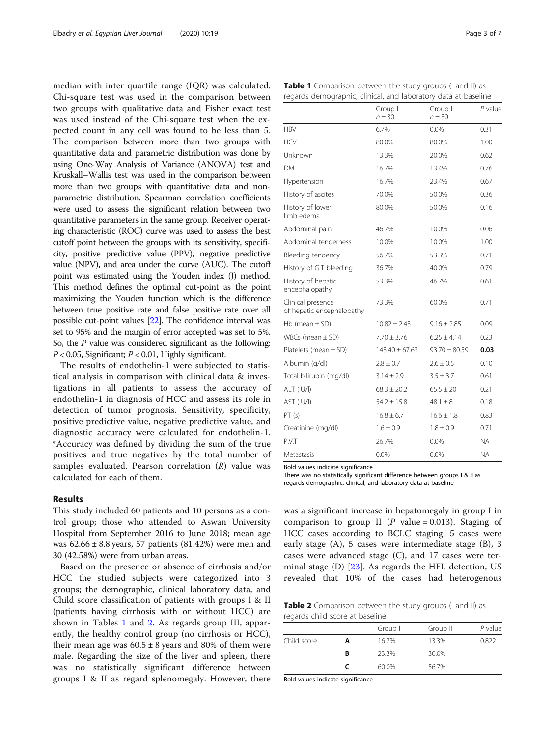median with inter quartile range (IQR) was calculated. Chi-square test was used in the comparison between two groups with qualitative data and Fisher exact test was used instead of the Chi-square test when the expected count in any cell was found to be less than 5. The comparison between more than two groups with quantitative data and parametric distribution was done by using One-Way Analysis of Variance (ANOVA) test and Kruskall–Wallis test was used in the comparison between more than two groups with quantitative data and non-parametric distribution. Spearman correlation coefficients were used to assess the significant relation between two quantitative parameters in the same group. Receiver operating characteristic (ROC) curve was used to assess the best cutoff point between the groups with its sensitivity, specificity, positive predictive value (PPV), negative predictive value (NPV), and area under the curve (AUC). The cutoff point was estimated using the Youden index (J) method. This method defines the optimal cut-point as the point maximizing the Youden function which is the difference between true positive rate and false positive rate over all possible cut-point values [22]. The confidence interval was set to 95% and the margin of error accepted was set to 5%. So, the *P* value was considered significant as the following: $P < 0.05$, Significant; $P < 0.01$, Highly significant.

The results of endothelin-1 were subjected to statistical analysis in comparison with clinical data & investigations in all patients to assess the accuracy of endothelin-1 in diagnosis of HCC and assess its role in detection of tumor prognosis. Sensitivity, specificity, positive predictive value, negative predictive value, and diagnostic accuracy were calculated for endothelin-1. *Accuracy was defined by dividing the sum of the true positives and true negatives by the total number of samples evaluated. Pearson correlation (*R*) value was calculated for each of them.

## Results

This study included 60 patients and 10 persons as a control group; those who attended to Aswan University Hospital from September 2016 to June 2018; mean age was 62.66 ± 8.8 years, 57 patients (81.42%) were men and 30 (42.58%) were from urban areas.

Based on the presence or absence of cirrhosis and/or HCC the studied subjects were categorized into 3 groups; the demographic, clinical laboratory data, and Child score classification of patients with groups I & II (patients having cirrhosis with or without HCC) are shown in Tables 1 and 2. As regards group III, apparently, the healthy control group (no cirrhosis or HCC), their mean age was 60.5 ± 8 years and 80% of them were male. Regarding the size of the liver and spleen, there was no statistically significant difference between groups I & II as regard splenomegaly. However, there was a significant increase in hepatomegaly in group I in comparison to group II (*P* value = 0.013). Staging of HCC cases according to BCLC staging: 5 cases were early stage (A), 5 cases were intermediate stage (B), 3 cases were advanced stage (C), and 17 cases were terminal stage (D) [23]. As regards the HFL detection, US revealed that 10% of the cases had heterogenous

**Table 1** Comparison between the study groups (I and II) as regards demographic, clinical, and laboratory data at baseline

| | Group I $n = 30$ | Group II $n = 30$ | *P* value |
|---|---|---|---|
| HBV | 6.7% | 0.0% | 0.31 |
| HCV | 80.0% | 80.0% | 1.00 |
| Unknown | 13.3% | 20.0% | 0.62 |
| DM | 16.7% | 13.4% | 0.76 |
| Hypertension | 16.7% | 23.4% | 0.67 |
| History of ascites | 70.0% | 50.0% | 0.36 |
| History of lower limb edema | 80.0% | 50.0% | 0.16 |
| Abdominal pain | 46.7% | 10.0% | 0.06 |
| Abdominal tenderness | 10.0% | 10.0% | 1.00 |
| Bleeding tendency | 56.7% | 53.3% | 0.71 |
| History of GIT bleeding | 36.7% | 40.0% | 0.79 |
| History of hepatic encephalopathy | 53.3% | 46.7% | 0.61 |
| Clinical presence of hepatic encephalopathy | 73.3% | 60.0% | 0.71 |
| Hb (mean ± SD) | 10.82 ± 2.43 | 9.16 ± 2.85 | 0.09 |
| WBCs (mean ± SD) | 7.70 ± 3.76 | 6.25 ± 4.14 | 0.23 |
| Platelets (mean ± SD) | 143.40 ± 67.63 | 93.70 ± 80.59 | **0.03** |
| Albumin (g/dl) | 2.8 ± 0.7 | 2.6 ± 0.5 | 0.10 |
| Total bilirubin (mg/dl) | 3.14 ± 2.9 | 3.5 ± 3.7 | 0.61 |
| ALT (IU/l) | 68.3 ± 20.2 | 65.5 ± 20 | 0.21 |
| AST (IU/l) | 54.2 ± 15.8 | 48.1 ± 8 | 0.18 |
| PT (s) | 16.8 ± 6.7 | 16.6 ± 1.8 | 0.83 |
| Creatinine (mg/dl) | 1.6 ± 0.9 | 1.8 ± 0.9 | 0.71 |
| P.V.T | 26.7% | 0.0% | NA |
| Metastasis | 0.0% | 0.0% | NA |

Bold values indicate significance

There was no statistically significant difference between groups I & II as regards demographic, clinical, and laboratory data at baseline

**Table 2** Comparison between the study groups (I and II) as regards child score at baseline

| | | Group I | Group II | *P* value |
|---|---|---|---|---|
| Child score | **A** | 16.7% | 13.3% | 0.822 |
| | **B** | 23.3% | 30.0% | |
| | **C** | 60.0% | 56.7% | |

Bold values indicate significance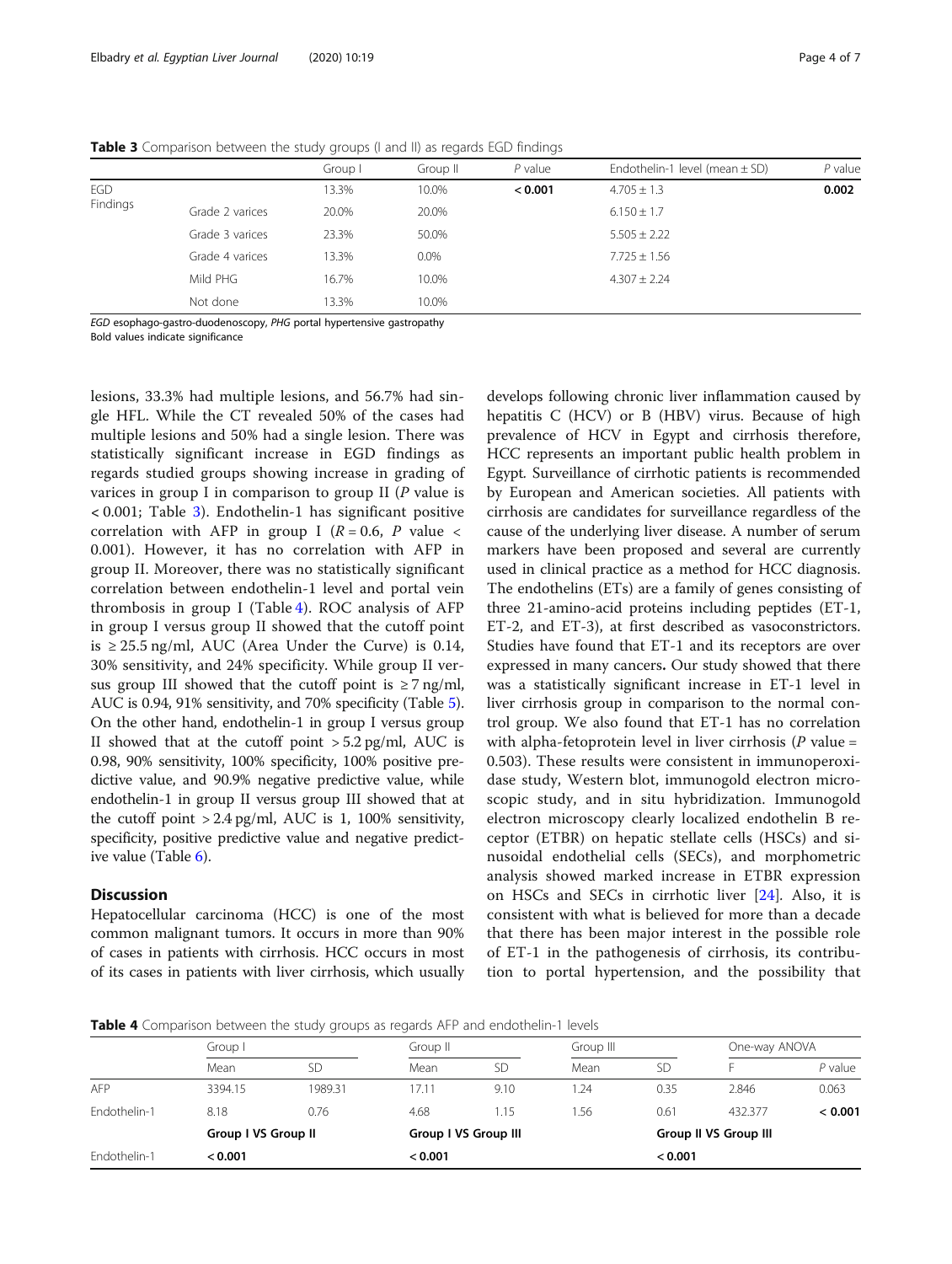**Table 3** Comparison between the study groups (I and II) as regards EGD findings

| | | Group I | Group II | P value | Endothelin-1 level (mean ± SD) | P value |
|---|---|---|---|---|---|---|
| EGD Findings | | 13.3% | 10.0% | **< 0.001** | 4.705 ± 1.3 | **0.002** |
| | Grade 2 varices | 20.0% | 20.0% | | 6.150 ± 1.7 | |
| | Grade 3 varices | 23.3% | 50.0% | | 5.505 ± 2.22 | |
| | Grade 4 varices | 13.3% | 0.0% | | 7.725 ± 1.56 | |
| | Mild PHG | 16.7% | 10.0% | | 4.307 ± 2.24 | |
| | Not done | 13.3% | 10.0% | | | |

*EGD* esophago-gastro-duodenoscopy, *PHG* portal hypertensive gastropathy
Bold values indicate significance

lesions, 33.3% had multiple lesions, and 56.7% had single HFL. While the CT revealed 50% of the cases had multiple lesions and 50% had a single lesion. There was statistically significant increase in EGD findings as regards studied groups showing increase in grading of varices in group I in comparison to group II ($P$ value is < 0.001; Table 3). Endothelin-1 has significant positive correlation with AFP in group I ($R = 0.6$, $P$ value < 0.001). However, it has no correlation with AFP in group II. Moreover, there was no statistically significant correlation between endothelin-1 level and portal vein thrombosis in group I (Table 4). ROC analysis of AFP in group I versus group II showed that the cutoff point is ≥ 25.5 ng/ml, AUC (Area Under the Curve) is 0.14, 30% sensitivity, and 24% specificity. While group II versus group III showed that the cutoff point is ≥ 7 ng/ml, AUC is 0.94, 91% sensitivity, and 70% specificity (Table 5). On the other hand, endothelin-1 in group I versus group II showed that at the cutoff point > 5.2 pg/ml, AUC is 0.98, 90% sensitivity, 100% specificity, 100% positive predictive value, and 90.9% negative predictive value, while endothelin-1 in group II versus group III showed that at the cutoff point > 2.4 pg/ml, AUC is 1, 100% sensitivity, specificity, positive predictive value and negative predictive value (Table 6).

## Discussion

Hepatocellular carcinoma (HCC) is one of the most common malignant tumors. It occurs in more than 90% of cases in patients with cirrhosis. HCC occurs in most of its cases in patients with liver cirrhosis, which usually develops following chronic liver inflammation caused by hepatitis C (HCV) or B (HBV) virus. Because of high prevalence of HCV in Egypt and cirrhosis therefore, HCC represents an important public health problem in Egypt. Surveillance of cirrhotic patients is recommended by European and American societies. All patients with cirrhosis are candidates for surveillance regardless of the cause of the underlying liver disease. A number of serum markers have been proposed and several are currently used in clinical practice as a method for HCC diagnosis. The endothelins (ETs) are a family of genes consisting of three 21-amino-acid proteins including peptides (ET-1, ET-2, and ET-3), at first described as vasoconstrictors. Studies have found that ET-1 and its receptors are over expressed in many cancers**.** Our study showed that there was a statistically significant increase in ET-1 level in liver cirrhosis group in comparison to the normal control group. We also found that ET-1 has no correlation with alpha-fetoprotein level in liver cirrhosis ($P$ value = 0.503). These results were consistent in immunoperoxidase study, Western blot, immunogold electron microscopic study, and in situ hybridization. Immunogold electron microscopy clearly localized endothelin B receptor (ETBR) on hepatic stellate cells (HSCs) and sinusoidal endothelial cells (SECs), and morphometric analysis showed marked increase in ETBR expression on HSCs and SECs in cirrhotic liver [24]. Also, it is consistent with what is believed for more than a decade that there has been major interest in the possible role of ET-1 in the pathogenesis of cirrhosis, its contribution to portal hypertension, and the possibility that

**Table 4** Comparison between the study groups as regards AFP and endothelin-1 levels

| | Group I | | Group II | | Group III | | One-way ANOVA | |
|---|---|---|---|---|---|---|---|---|
| | Mean | SD | Mean | SD | Mean | SD | F | P value |
| AFP | 3394.15 | 1989.31 | 17.11 | 9.10 | 1.24 | 0.35 | 2.846 | 0.063 |
| Endothelin-1 | 8.18 | 0.76 | 4.68 | 1.15 | 1.56 | 0.61 | 432.377 | **< 0.001** |
| | **Group I VS Group II** | | **Group I VS Group III** | | | | **Group II VS Group III** | |
| Endothelin-1 | **< 0.001** | | **< 0.001** | | | | **< 0.001** | |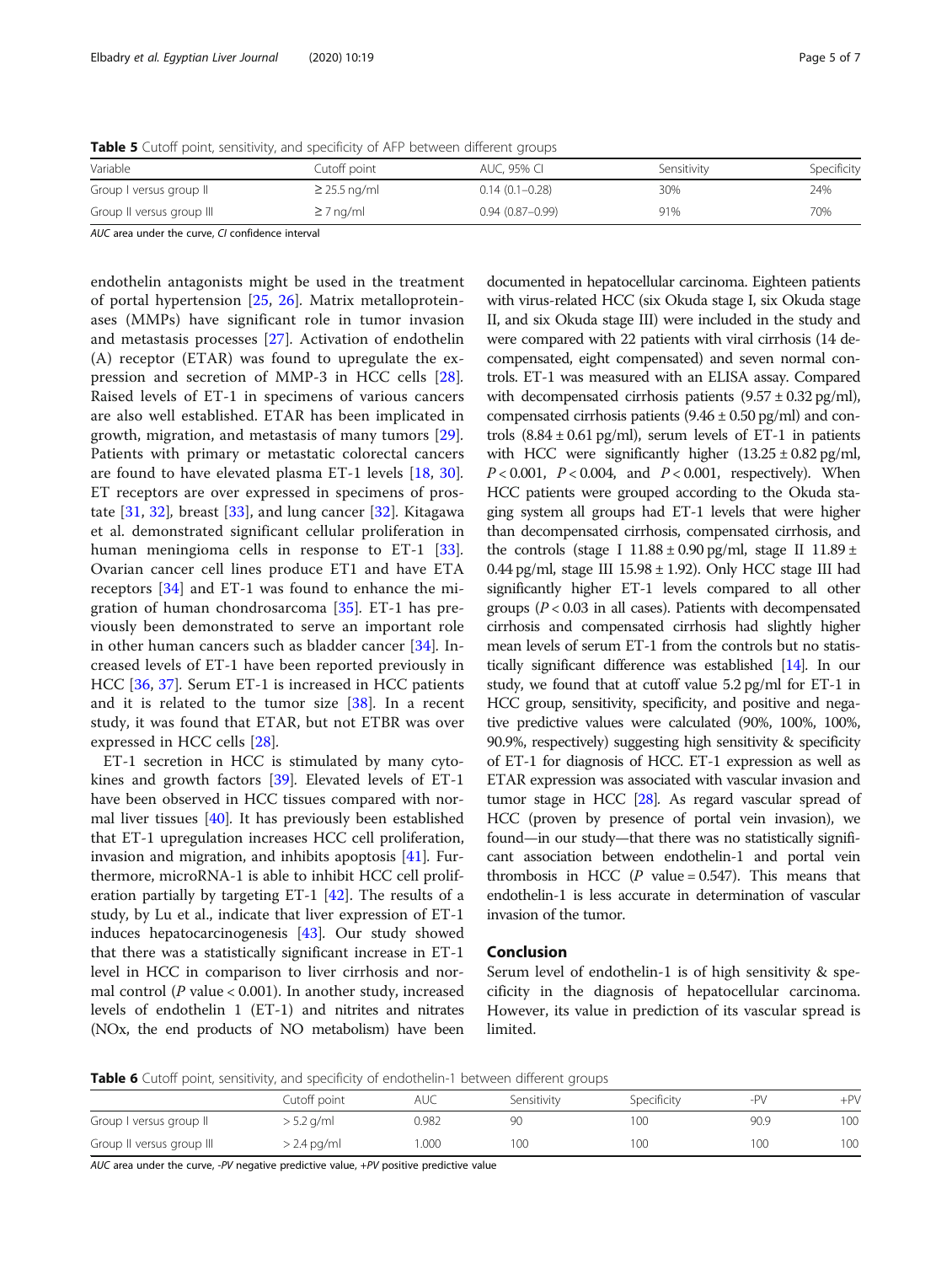**Table 5** Cutoff point, sensitivity, and specificity of AFP between different groups

| Variable | Cutoff point | AUC, 95% CI | Sensitivity | Specificity |
| --- | --- | --- | --- | --- |
| Group I versus group II | ≥ 25.5 ng/ml | 0.14 (0.1–0.28) | 30% | 24% |
| Group I versus group III | ≥ 7 ng/ml | 0.94 (0.87–0.99) | 91% | 70% |

*AUC* area under the curve, *CI* confidence interval

endothelin antagonists might be used in the treatment of portal hypertension [25, 26]. Matrix metalloproteinases (MMPs) have significant role in tumor invasion and metastasis processes [27]. Activation of endothelin (A) receptor (ETAR) was found to upregulate the expression and secretion of MMP-3 in HCC cells [28]. Raised levels of ET-1 in specimens of various cancers are also well established. ETAR has been implicated in growth, migration, and metastasis of many tumors [29]. Patients with primary or metastatic colorectal cancers are found to have elevated plasma ET-1 levels [18, 30]. ET receptors are over expressed in specimens of prostate [31, 32], breast [33], and lung cancer [32]. Kitagawa et al. demonstrated significant cellular proliferation in human meningioma cells in response to ET-1 [33]. Ovarian cancer cell lines produce ET1 and have ETA receptors [34] and ET-1 was found to enhance the migration of human chondrosarcoma [35]. ET-1 has previously been demonstrated to serve an important role in other human cancers such as bladder cancer [34]. Increased levels of ET-1 have been reported previously in HCC [36, 37]. Serum ET-1 is increased in HCC patients and it is related to the tumor size [38]. In a recent study, it was found that ETAR, but not ETBR was over expressed in HCC cells [28].

ET-1 secretion in HCC is stimulated by many cytokines and growth factors [39]. Elevated levels of ET-1 have been observed in HCC tissues compared with normal liver tissues [40]. It has previously been established that ET-1 upregulation increases HCC cell proliferation, invasion and migration, and inhibits apoptosis [41]. Furthermore, microRNA-1 is able to inhibit HCC cell proliferation partially by targeting ET-1 [42]. The results of a study, by Lu et al., indicate that liver expression of ET-1 induces hepatocarcinogenesis [43]. Our study showed that there was a statistically significant increase in ET-1 level in HCC in comparison to liver cirrhosis and normal control ($P$ value < 0.001). In another study, increased levels of endothelin 1 (ET-1) and nitrites and nitrates (NOx, the end products of NO metabolism) have been documented in hepatocellular carcinoma. Eighteen patients with virus-related HCC (six Okuda stage I, six Okuda stage II, and six Okuda stage III) were included in the study and were compared with 22 patients with viral cirrhosis (14 decompensated, eight compensated) and seven normal controls. ET-1 was measured with an ELISA assay. Compared with decompensated cirrhosis patients (9.57 ± 0.32 pg/ml), compensated cirrhosis patients (9.46 ± 0.50 pg/ml) and controls (8.84 ± 0.61 pg/ml), serum levels of ET-1 in patients with HCC were significantly higher (13.25 ± 0.82 pg/ml, $P < 0.001$, $P < 0.004$, and $P < 0.001$, respectively). When HCC patients were grouped according to the Okuda staging system all groups had ET-1 levels that were higher than decompensated cirrhosis, compensated cirrhosis, and the controls (stage I 11.88 ± 0.90 pg/ml, stage II 11.89 ± 0.44 pg/ml, stage III 15.98 ± 1.92). Only HCC stage III had significantly higher ET-1 levels compared to all other groups ($P < 0.03$ in all cases). Patients with decompensated cirrhosis and compensated cirrhosis had slightly higher mean levels of serum ET-1 from the controls but no statistically significant difference was established [14]. In our study, we found that at cutoff value 5.2 pg/ml for ET-1 in HCC group, sensitivity, specificity, and positive and negative predictive values were calculated (90%, 100%, 100%, 90.9%, respectively) suggesting high sensitivity & specificity of ET-1 for diagnosis of HCC. ET-1 expression as well as ETAR expression was associated with vascular invasion and tumor stage in HCC [28]. As regard vascular spread of HCC (proven by presence of portal vein invasion), we found—in our study—that there was no statistically significant association between endothelin-1 and portal vein thrombosis in HCC ($P$ value = 0.547). This means that endothelin-1 is less accurate in determination of vascular invasion of the tumor.

## Conclusion

Serum level of endothelin-1 is of high sensitivity & specificity in the diagnosis of hepatocellular carcinoma. However, its value in prediction of its vascular spread is limited.

**Table 6** Cutoff point, sensitivity, and specificity of endothelin-1 between different groups

| | Cutoff point | AUC | Sensitivity | Specificity | -PV | +PV |
| --- | --- | --- | --- | --- | --- | --- |
| Group I versus group II | > 5.2 g/ml | 0.982 | 90 | 100 | 90.9 | 100 |
| Group II versus group III | > 2.4 pg/ml | 1.000 | 100 | 100 | 100 | 100 |

*AUC* area under the curve, *-PV* negative predictive value, *+PV* positive predictive value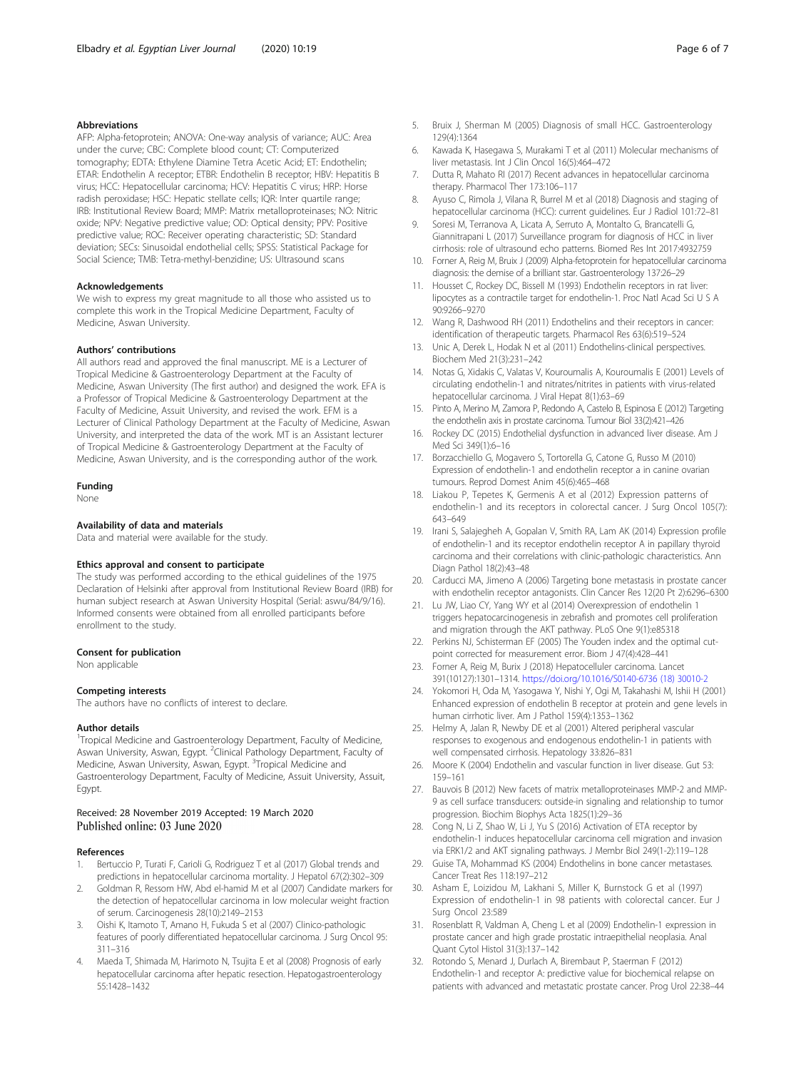## Abbreviations

AFP: Alpha-fetoprotein; ANOVA: One-way analysis of variance; AUC: Area under the curve; CBC: Complete blood count; CT: Computerized tomography; EDTA: Ethylene Diamine Tetra Acetic Acid; ET: Endothelin; ETAR: Endothelin A receptor; ETBR: Endothelin B receptor; HBV: Hepatitis B virus; HCC: Hepatocellular carcinoma; HCV: Hepatitis C virus; HRP: Horse radish peroxidase; HSC: Hepatic stellate cells; IQR: Inter quartile range; IRB: Institutional Review Board; MMP: Matrix metalloproteinases; NO: Nitric oxide; NPV: Negative predictive value; OD: Optical density; PPV: Positive predictive value; ROC: Receiver operating characteristic; SD: Standard deviation; SECs: Sinusoidal endothelial cells; SPSS: Statistical Package for Social Science; TMB: Tetra-methyl-benzidine; US: Ultrasound scans

## Acknowledgements

We wish to express my great magnitude to all those who assisted us to complete this work in the Tropical Medicine Department, Faculty of Medicine, Aswan University.

## Authors' contributions

All authors read and approved the final manuscript. ME is a Lecturer of Tropical Medicine & Gastroenterology Department at the Faculty of Medicine, Aswan University (The first author) and designed the work. EFA is a Professor of Tropical Medicine & Gastroenterology Department at the Faculty of Medicine, Assuit University, and revised the work. EFM is a Lecturer of Clinical Pathology Department at the Faculty of Medicine, Aswan University, and interpreted the data of the work. MT is an Assistant lecturer of Tropical Medicine & Gastroenterology Department at the Faculty of Medicine, Aswan University, and is the corresponding author of the work.

## Funding

None

## Availability of data and materials

Data and material were available for the study.

## Ethics approval and consent to participate

The study was performed according to the ethical guidelines of the 1975 Declaration of Helsinki after approval from Institutional Review Board (IRB) for human subject research at Aswan University Hospital (Serial: aswu/84/9/16). Informed consents were obtained from all enrolled participants before enrollment to the study.

## Consent for publication

Non applicable

## Competing interests

The authors have no conflicts of interest to declare.

## Author details

[1]Tropical Medicine and Gastroenterology Department, Faculty of Medicine, Aswan University, Aswan, Egypt. [2]Clinical Pathology Department, Faculty of Medicine, Aswan University, Aswan, Egypt. [3]Tropical Medicine and Gastroenterology Department, Faculty of Medicine, Assuit University, Assuit, Egypt.

Received: 28 November 2019 Accepted: 19 March 2020
Published online: 03 June 2020

## References

1. Bertuccio P, Turati F, Carioli G, Rodriguez T et al (2017) Global trends and predictions in hepatocellular carcinoma mortality. J Hepatol 67(2):302–309
2. Goldman R, Ressom HW, Abd el-hamid M et al (2007) Candidate markers for the detection of hepatocellular carcinoma in low molecular weight fraction of serum. Carcinogenesis 28(10):2149–2153
3. Oishi K, Itamoto T, Amano H, Fukuda S et al (2007) Clinico-pathologic features of poorly differentiated hepatocellular carcinoma. J Surg Oncol 95: 311–316
4. Maeda T, Shimada M, Harimoto N, Tsujita E et al (2008) Prognosis of early hepatocellular carcinoma after hepatic resection. Hepatogastroenterology 55:1428–1432
5. Bruix J, Sherman M (2005) Diagnosis of small HCC. Gastroenterology 129(4):1364
6. Kawada K, Hasegawa S, Murakami T et al (2011) Molecular mechanisms of liver metastasis. Int J Clin Oncol 16(5):464–472
7. Dutta R, Mahato RI (2017) Recent advances in hepatocellular carcinoma therapy. Pharmacol Ther 173:106–117
8. Ayuso C, Rimola J, Vilana R, Burrel M et al (2018) Diagnosis and staging of hepatocellular carcinoma (HCC): current guidelines. Eur J Radiol 101:72–81
9. Soresi M, Terranova A, Licata A, Serruto A, Montalto G, Brancatelli G, Giannitrapani L (2017) Surveillance program for diagnosis of HCC in liver cirrhosis: role of ultrasound echo patterns. Biomed Res Int 2017:4932759
10. Forner A, Reig M, Bruix J (2009) Alpha-fetoprotein for hepatocellular carcinoma diagnosis: the demise of a brilliant star. Gastroenterology 137:26–29
11. Housset C, Rockey DC, Bissell M (1993) Endothelin receptors in rat liver: lipocytes as a contractile target for endothelin-1. Proc Natl Acad Sci U S A 90:9266–9270
12. Wang R, Dashwood RH (2011) Endothelins and their receptors in cancer: identification of therapeutic targets. Pharmacol Res 63(6):519–524
13. Unic A, Derek L, Hodak N et al (2011) Endothelins-clinical perspectives. Biochem Med 21(3):231–242
14. Notas G, Xidakis C, Valatas V, Kouroumalis A, Kouroumalis E (2001) Levels of circulating endothelin-1 and nitrates/nitrites in patients with virus-related hepatocellular carcinoma. J Viral Hepat 8(1):63–69
15. Pinto A, Merino M, Zamora P, Redondo A, Castelo B, Espinosa E (2012) Targeting the endothelin axis in prostate carcinoma. Tumour Biol 33(2):421–426
16. Rockey DC (2015) Endothelial dysfunction in advanced liver disease. Am J Med Sci 349(1):6–16
17. Borzacchiello G, Mogavero S, Tortorella G, Catone G, Russo M (2010) Expression of endothelin-1 and endothelin receptor a in canine ovarian tumours. Reprod Domest Anim 45(6):465–468
18. Liakou P, Tepetes K, Germenis A et al (2012) Expression patterns of endothelin-1 and its receptors in colorectal cancer. J Surg Oncol 105(7): 643–649
19. Irani S, Salajegheh A, Gopalan V, Smith RA, Lam AK (2014) Expression profile of endothelin-1 and its receptor endothelin receptor A in papillary thyroid carcinoma and their correlations with clinic-pathologic characteristics. Ann Diagn Pathol 18(2):43–48
20. Carducci MA, Jimeno A (2006) Targeting bone metastasis in prostate cancer with endothelin receptor antagonists. Clin Cancer Res 12(20 Pt 2):6296–6300
21. Lu JW, Liao CY, Yang WY et al (2014) Overexpression of endothelin 1 triggers hepatocarcinogenesis in zebrafish and promotes cell proliferation and migration through the AKT pathway. PLoS One 9(1):e85318
22. Perkins NJ, Schisterman EF (2005) The Youden index and the optimal cut-point corrected for measurement error. Biom J 47(4):428–441
23. Forner A, Reig M, Burix J (2018) Hepatocelluler carcinoma. Lancet 391(10127):1301–1314. https://doi.org/10.1016/S0140-6736 (18) 30010-2
24. Yokomori H, Oda M, Yasogawa Y, Nishi Y, Ogi M, Takahashi M, Ishii H (2001) Enhanced expression of endothelin B receptor at protein and gene levels in human cirrhotic liver. Am J Pathol 159(4):1353–1362
25. Helmy A, Jalan R, Newby DE et al (2001) Altered peripheral vascular responses to exogenous and endogenous endothelin-1 in patients with well compensated cirrhosis. Hepatology 33:826–831
26. Moore K (2004) Endothelin and vascular function in liver disease. Gut 53: 159–161
27. Bauvois B (2012) New facets of matrix metalloproteinases MMP-2 and MMP-9 as cell surface transducers: outside-in signaling and relationship to tumor progression. Biochim Biophys Acta 1825(1):29–36
28. Cong N, Li Z, Shao W, Li J, Yu S (2016) Activation of ETA receptor by endothelin-1 induces hepatocellular carcinoma cell migration and invasion via ERK1/2 and AKT signaling pathways. J Membr Biol 249(1-2):119–128
29. Guise TA, Mohammad KS (2004) Endothelins in bone cancer metastases. Cancer Treat Res 118:197–212
30. Asham E, Loizidou M, Lakhani S, Miller K, Burnstock G et al (1997) Expression of endothelin-1 in 98 patients with colorectal cancer. Eur J Surg Oncol 23:589
31. Rosenblatt R, Valdman A, Cheng L et al (2009) Endothelin-1 expression in prostate cancer and high grade prostatic intraepithelial neoplasia. Anal Quant Cytol Histol 31(3):137–142
32. Rotondo S, Menard J, Durlach A, Birembaut P, Staerman F (2012) Endothelin-1 and receptor A: predictive value for biochemical relapse on patients with advanced and metastatic prostate cancer. Prog Urol 22:38–44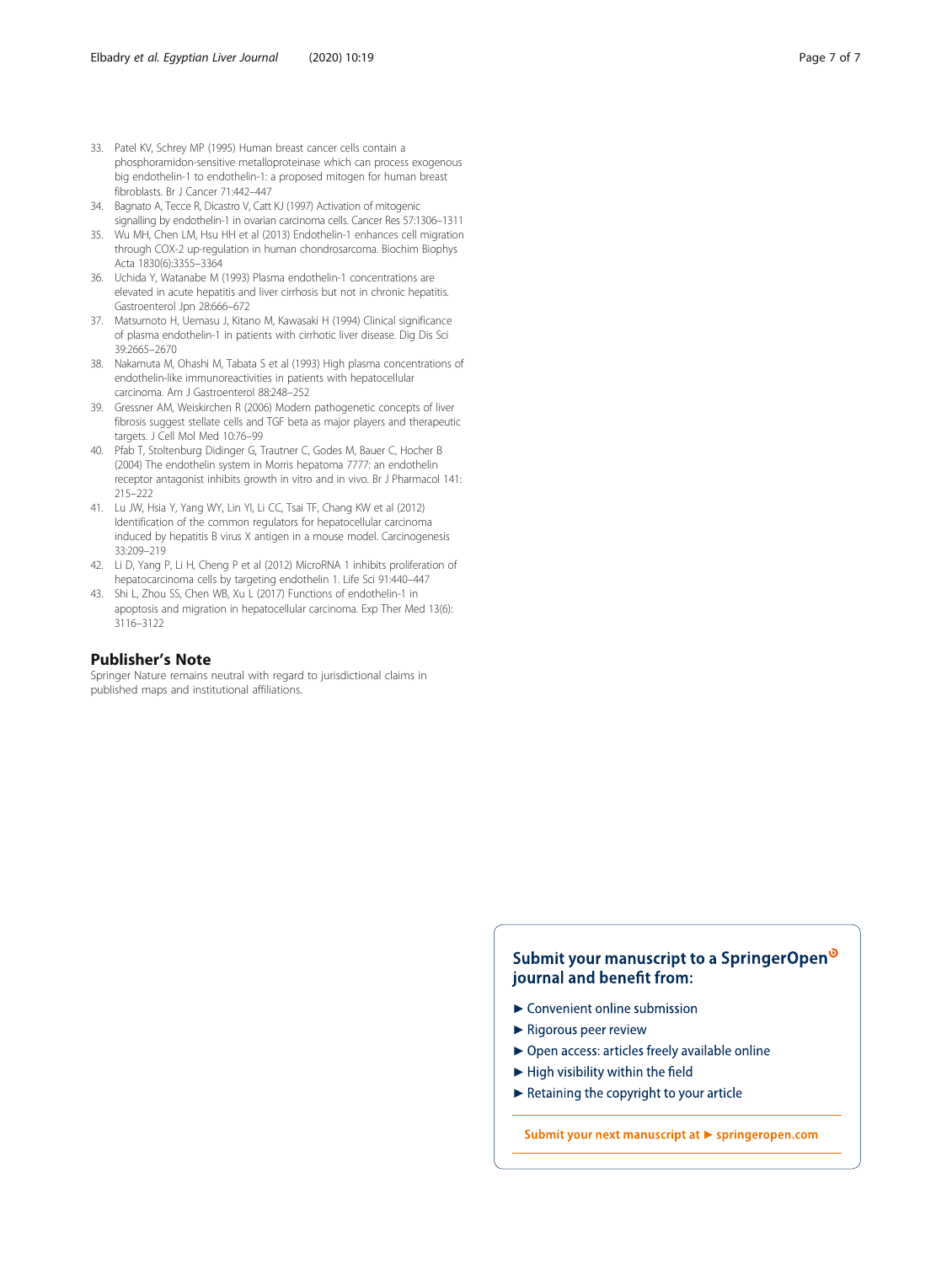33. Patel KV, Schrey MP (1995) Human breast cancer cells contain a phosphoramidon-sensitive metalloproteinase which can process exogenous big endothelin-1 to endothelin-1: a proposed mitogen for human breast fibroblasts. Br J Cancer 71:442–447
34. Bagnato A, Tecce R, Dicastro V, Catt KJ (1997) Activation of mitogenic signalling by endothelin-1 in ovarian carcinoma cells. Cancer Res 57:1306–1311
35. Wu MH, Chen LM, Hsu HH et al (2013) Endothelin-1 enhances cell migration through COX-2 up-regulation in human chondrosarcoma. Biochim Biophys Acta 1830(6):3355–3364
36. Uchida Y, Watanabe M (1993) Plasma endothelin-1 concentrations are elevated in acute hepatitis and liver cirrhosis but not in chronic hepatitis. Gastroenterol Jpn 28:666–672
37. Matsumoto H, Uemasu J, Kitano M, Kawasaki H (1994) Clinical significance of plasma endothelin-1 in patients with cirrhotic liver disease. Dig Dis Sci 39:2665–2670
38. Nakamuta M, Ohashi M, Tabata S et al (1993) High plasma concentrations of endothelin-like immunoreactivities in patients with hepatocellular carcinoma. Am J Gastroenterol 88:248–252
39. Gressner AM, Weiskirchen R (2006) Modern pathogenetic concepts of liver fibrosis suggest stellate cells and TGF beta as major players and therapeutic targets. J Cell Mol Med 10:76–99
40. Pfab T, Stoltenburg Didinger G, Trautner C, Godes M, Bauer C, Hocher B (2004) The endothelin system in Morris hepatoma 7777: an endothelin receptor antagonist inhibits growth in vitro and in vivo. Br J Pharmacol 141: 215–222
41. Lu JW, Hsia Y, Yang WY, Lin YI, Li CC, Tsai TF, Chang KW et al (2012) Identification of the common regulators for hepatocellular carcinoma induced by hepatitis B virus X antigen in a mouse model. Carcinogenesis 33:209–219
42. Li D, Yang P, Li H, Cheng P et al (2012) MicroRNA 1 inhibits proliferation of hepatocarcinoma cells by targeting endothelin 1. Life Sci 91:440–447
43. Shi L, Zhou SS, Chen WB, Xu L (2017) Functions of endothelin-1 in apoptosis and migration in hepatocellular carcinoma. Exp Ther Med 13(6): 3116–3122

## Publisher's Note

Springer Nature remains neutral with regard to jurisdictional claims in published maps and institutional affiliations.

**Submit your manuscript to a SpringerOpen journal and benefit from:**

- ► Convenient online submission
- ► Rigorous peer review
- ► Open access: articles freely available online
- ► High visibility within the field
- ► Retaining the copyright to your article

**Submit your next manuscript at ► springeropen.com**